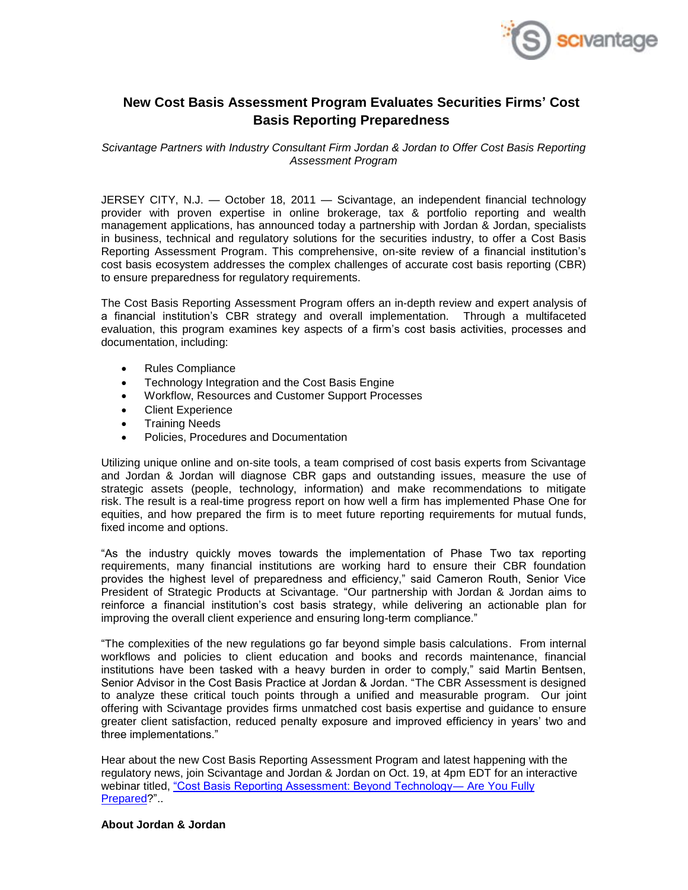# New Cost Basis Assessment Program Evaluates Securities Firms' Cost Basis Reporting Preparedness

*Scivantage Partners with Industry Consultant Firm Jordan & Jordan to Offer Cost Basis Reporting Assessment Program*

JERSEY CITY, N.J. — October 18, 2011 — Scivantage, an independent financial technology provider with proven expertise in online brokerage, tax & portfolio reporting and wealth management applications, has announced today a partnership with Jordan & Jordan, specialists in business, technical and regulatory solutions for the securities industry, to offer a Cost Basis Reporting Assessment Program. This comprehensive, on-site review of a financial institution's cost basis ecosystem addresses the complex challenges of accurate cost basis reporting (CBR) to ensure preparedness for regulatory requirements.

The Cost Basis Reporting Assessment Program offers an in-depth review and expert analysis of a financial institution's CBR strategy and overall implementation. Through a multifaceted evaluation, this program examines key aspects of a firm's cost basis activities, processes and documentation, including:

- Rules Compliance
- Technology Integration and the Cost Basis Engine
- Workflow, Resources and Customer Support Processes
- Client Experience
- Training Needs
- Policies, Procedures and Documentation

Utilizing unique online and on-site tools, a team comprised of cost basis experts from Scivantage and Jordan & Jordan will diagnose CBR gaps and outstanding issues, measure the use of strategic assets (people, technology, information) and make recommendations to mitigate risk. The result is a real-time progress report on how well a firm has implemented Phase One for equities, and how prepared the firm is to meet future reporting requirements for mutual funds, fixed income and options.

"As the industry quickly moves towards the implementation of Phase Two tax reporting requirements, many financial institutions are working hard to ensure their CBR foundation provides the highest level of preparedness and efficiency," said Cameron Routh, Senior Vice President of Strategic Products at Scivantage. "Our partnership with Jordan & Jordan aims to reinforce a financial institution's cost basis strategy, while delivering an actionable plan for improving the overall client experience and ensuring long-term compliance."

"The complexities of the new regulations go far beyond simple basis calculations. From internal workflows and policies to client education and books and records maintenance, financial institutions have been tasked with a heavy burden in order to comply," said Martin Bentsen, Senior Advisor in the Cost Basis Practice at Jordan & Jordan. "The CBR Assessment is designed to analyze these critical touch points through a unified and measurable program. Our joint offering with Scivantage provides firms unmatched cost basis expertise and guidance to ensure greater client satisfaction, reduced penalty exposure and improved efficiency in years' two and three implementations."

Hear about the new Cost Basis Reporting Assessment Program and latest happening with the regulatory news, join Scivantage and Jordan & Jordan on Oct. 19, at 4pm EDT for an interactive webinar titled, "Cost Basis Reporting Assessment: Beyond Technology— Are You Fully Prepared?"..

**About Jordan & Jordan**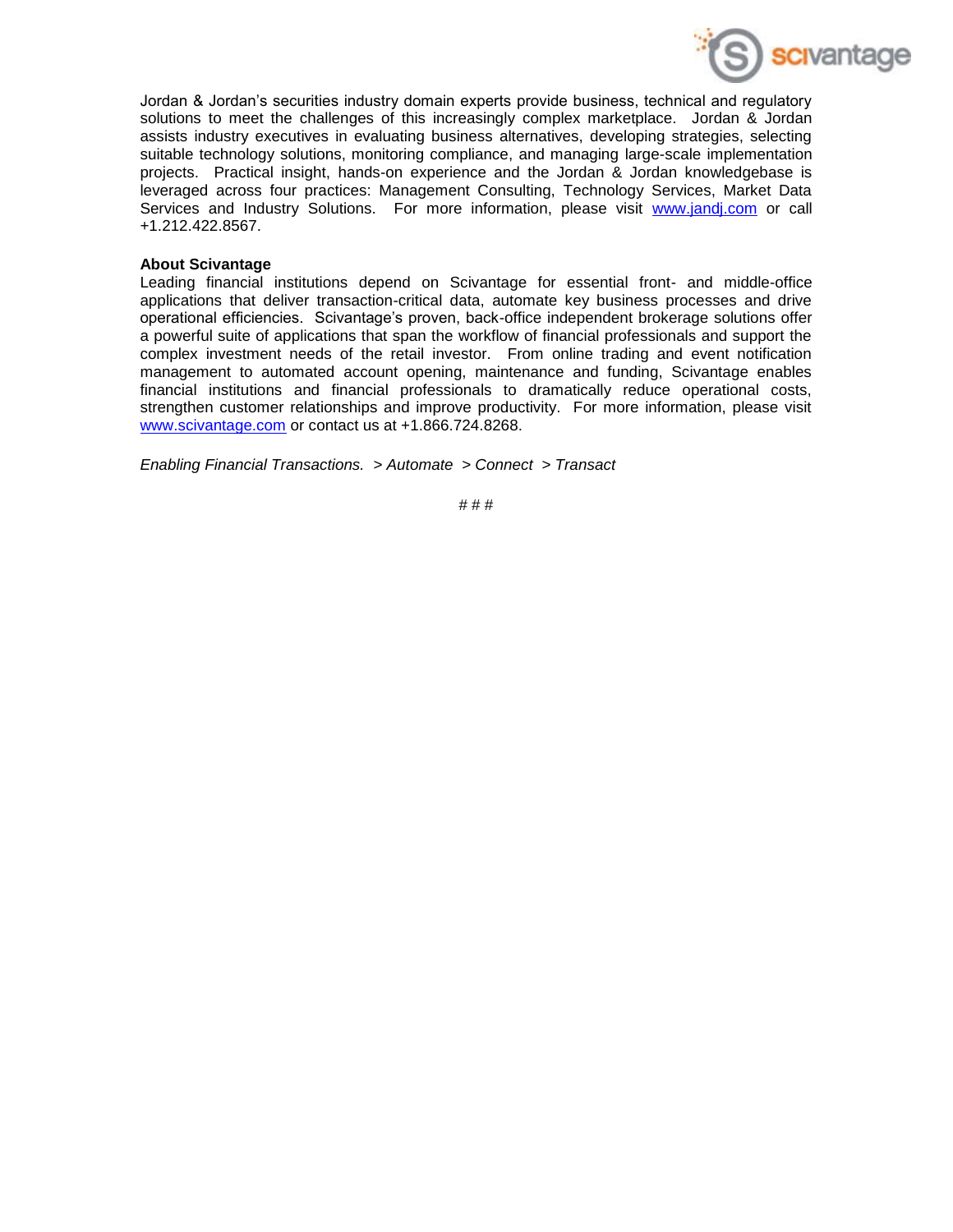Jordan & Jordan's securities industry domain experts provide business, technical and regulatory solutions to meet the challenges of this increasingly complex marketplace. Jordan & Jordan assists industry executives in evaluating business alternatives, developing strategies, selecting suitable technology solutions, monitoring compliance, and managing large-scale implementation projects. Practical insight, hands-on experience and the Jordan & Jordan knowledgebase is leveraged across four practices: Management Consulting, Technology Services, Market Data Services and Industry Solutions. For more information, please visit www.jandj.com or call +1.212.422.8567.

**About Scivantage**

Leading financial institutions depend on Scivantage for essential front- and middle-office applications that deliver transaction-critical data, automate key business processes and drive operational efficiencies. Scivantage's proven, back-office independent brokerage solutions offer a powerful suite of applications that span the workflow of financial professionals and support the complex investment needs of the retail investor. From online trading and event notification management to automated account opening, maintenance and funding, Scivantage enables financial institutions and financial professionals to dramatically reduce operational costs, strengthen customer relationships and improve productivity. For more information, please visit www.scivantage.com or contact us at +1.866.724.8268.

*Enabling Financial Transactions. > Automate > Connect > Transact*

# # #